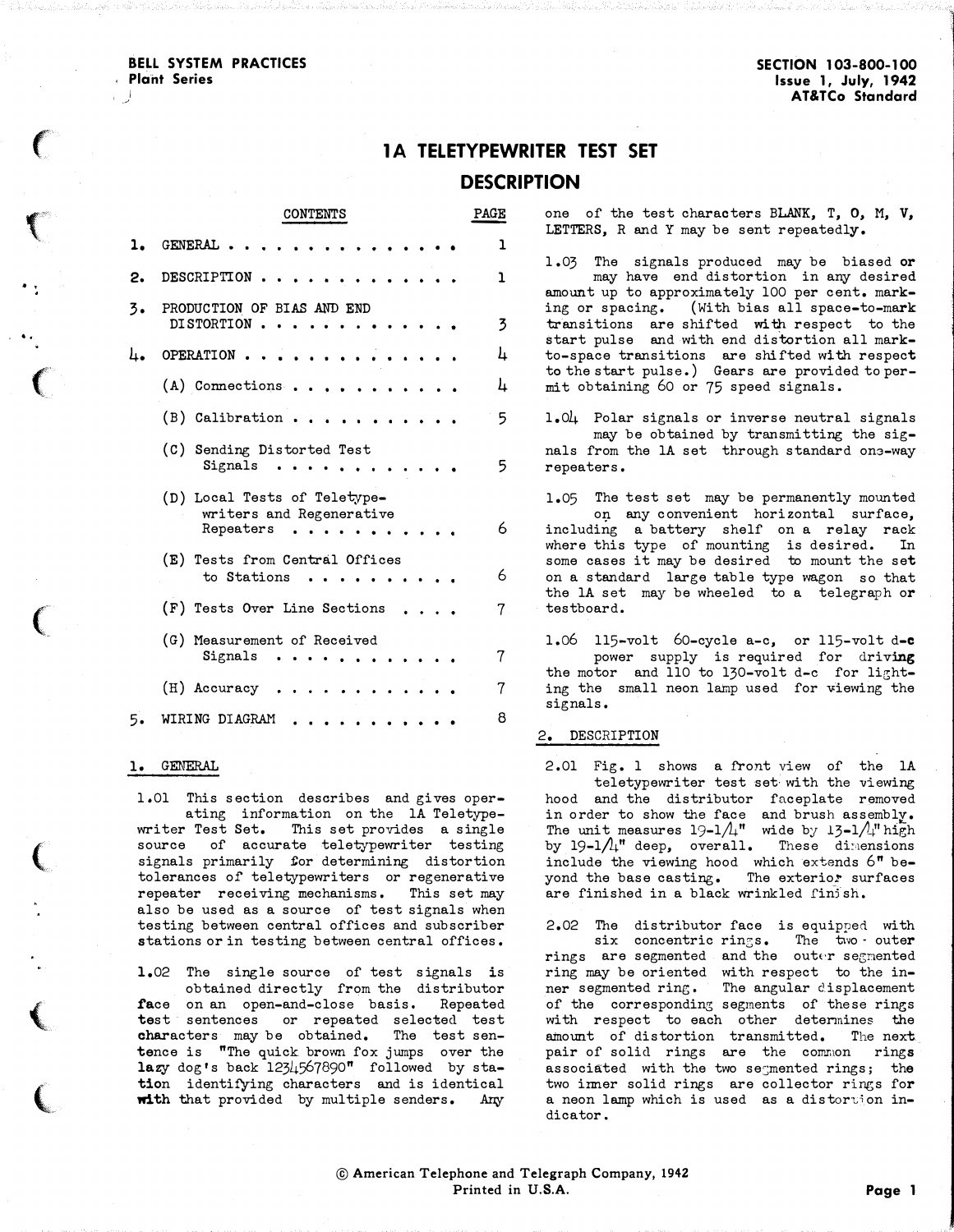BELL SYSTEM PRACTICES
Plant Series

SECTION 103-800-100
Issue 1, July, 1942
AT&TCo Standard

# 1A TELETYPEWRITER TEST SET

## DESCRIPTION

| CONTENTS | PAGE |
|---|---|
| 1. GENERAL | 1 |
| 2. DESCRIPTION | 1 |
| 3. PRODUCTION OF BIAS AND END DISTORTION | 3 |
| 4. OPERATION | 4 |
| (A) Connections | 4 |
| (B) Calibration | 5 |
| (C) Sending Distorted Test Signals | 5 |
| (D) Local Tests of Teletypewriters and Regenerative Repeaters | 6 |
| (E) Tests from Central Offices to Stations | 6 |
| (F) Tests Over Line Sections | 7 |
| (G) Measurement of Received Signals | 7 |
| (H) Accuracy | 7 |
| 5. WIRING DIAGRAM | 8 |

### 1. GENERAL

1.01 This section describes and gives operating information on the 1A Teletypewriter Test Set. This set provides a single source of accurate teletypewriter testing signals primarily for determining distortion tolerances of teletypewriters or regenerative repeater receiving mechanisms. This set may also be used as a source of test signals when testing between central offices and subscriber stations or in testing between central offices.

1.02 The single source of test signals is obtained directly from the distributor face on an open-and-close basis. Repeated test sentences or repeated selected test characters may be obtained. The test sentence is "The quick brown fox jumps over the lazy dog's back 1234567890" followed by station identifying characters and is identical with that provided by multiple senders. Any one of the test characters BLANK, T, O, M, V, LETTERS, R and Y may be sent repeatedly.

1.03 The signals produced may be biased or may have end distortion in any desired amount up to approximately 100 per cent. marking or spacing. (With bias all space-to-mark transitions are shifted with respect to the start pulse and with end distortion all mark-to-space transitions are shifted with respect to the start pulse.) Gears are provided to permit obtaining 60 or 75 speed signals.

1.04 Polar signals or inverse neutral signals may be obtained by transmitting the signals from the 1A set through standard one-way repeaters.

1.05 The test set may be permanently mounted on any convenient horizontal surface, including a battery shelf on a relay rack where this type of mounting is desired. In some cases it may be desired to mount the set on a standard large table type wagon so that the 1A set may be wheeled to a telegraph or testboard.

1.06 115-volt 60-cycle a-c, or 115-volt d-c power supply is required for driving the motor and 110 to 130-volt d-c for lighting the small neon lamp used for viewing the signals.

### 2. DESCRIPTION

2.01 Fig. 1 shows a front view of the 1A teletypewriter test set with the viewing hood and the distributor faceplate removed in order to show the face and brush assembly. The unit measures 19-1/4" wide by 13-1/4" high by 19-1/4" deep, overall. These dimensions include the viewing hood which extends 6" beyond the base casting. The exterior surfaces are finished in a black wrinkled finish.

2.02 The distributor face is equipped with six concentric rings. The two outer rings are segmented and the outer segmented ring may be oriented with respect to the inner segmented ring. The angular displacement of the corresponding segments of these rings with respect to each other determines the amount of distortion transmitted. The next pair of solid rings are the common rings associated with the two segmented rings; the two inner solid rings are collector rings for a neon lamp which is used as a distortion indicator.

© American Telephone and Telegraph Company, 1942
Printed in U.S.A.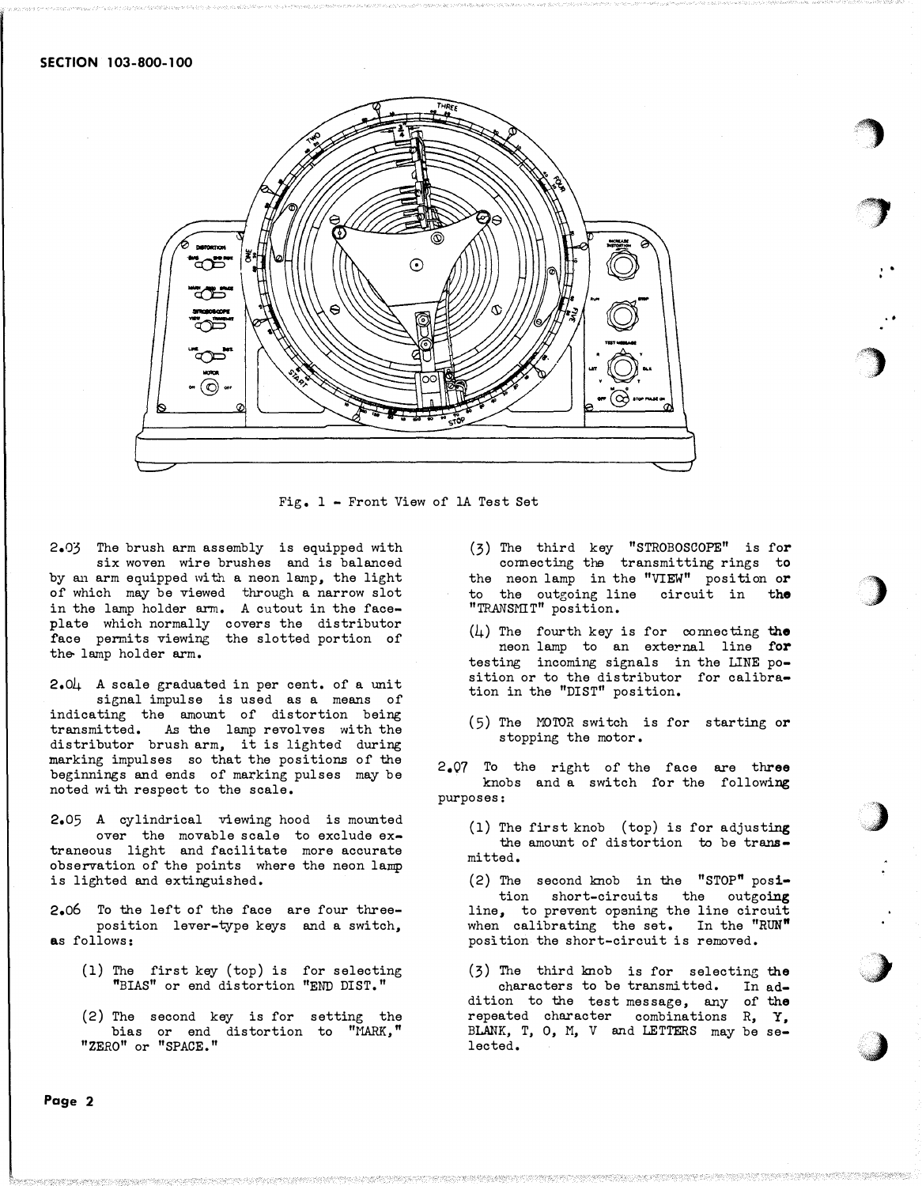Fig. 1 - Front View of 1A Test Set

2.03 The brush arm assembly is equipped with six woven wire brushes and is balanced by an arm equipped with a neon lamp, the light of which may be viewed through a narrow slot in the lamp holder arm. A cutout in the face-plate which normally covers the distributor face permits viewing the slotted portion of the lamp holder arm.

2.04 A scale graduated in per cent. of a unit signal impulse is used as a means of indicating the amount of distortion being transmitted. As the lamp revolves with the distributor brush arm, it is lighted during marking impulses so that the positions of the beginnings and ends of marking pulses may be noted with respect to the scale.

2.05 A cylindrical viewing hood is mounted over the movable scale to exclude extraneous light and facilitate more accurate observation of the points where the neon lamp is lighted and extinguished.

2.06 To the left of the face are four three-position lever-type keys and a switch, as follows:

(1) The first key (top) is for selecting "BIAS" or end distortion "END DIST."

(2) The second key is for setting the bias or end distortion to "MARK," "ZERO" or "SPACE."

(3) The third key "STROBOSCOPE" is for connecting the transmitting rings to the neon lamp in the "VIEW" position or to the outgoing line circuit in the "TRANSMIT" position.

(4) The fourth key is for connecting the neon lamp to an external line for testing incoming signals in the LINE position or to the distributor for calibration in the "DIST" position.

(5) The MOTOR switch is for starting or stopping the motor.

2.07 To the right of the face are three knobs and a switch for the following purposes:

(1) The first knob (top) is for adjusting the amount of distortion to be transmitted.

(2) The second knob in the "STOP" position short-circuits the outgoing line, to prevent opening the line circuit when calibrating the set. In the "RUN" position the short-circuit is removed.

(3) The third knob is for selecting the characters to be transmitted. In addition to the test message, any of the repeated character combinations R, Y, BLANK, T, O, M, V and LETTERS may be selected.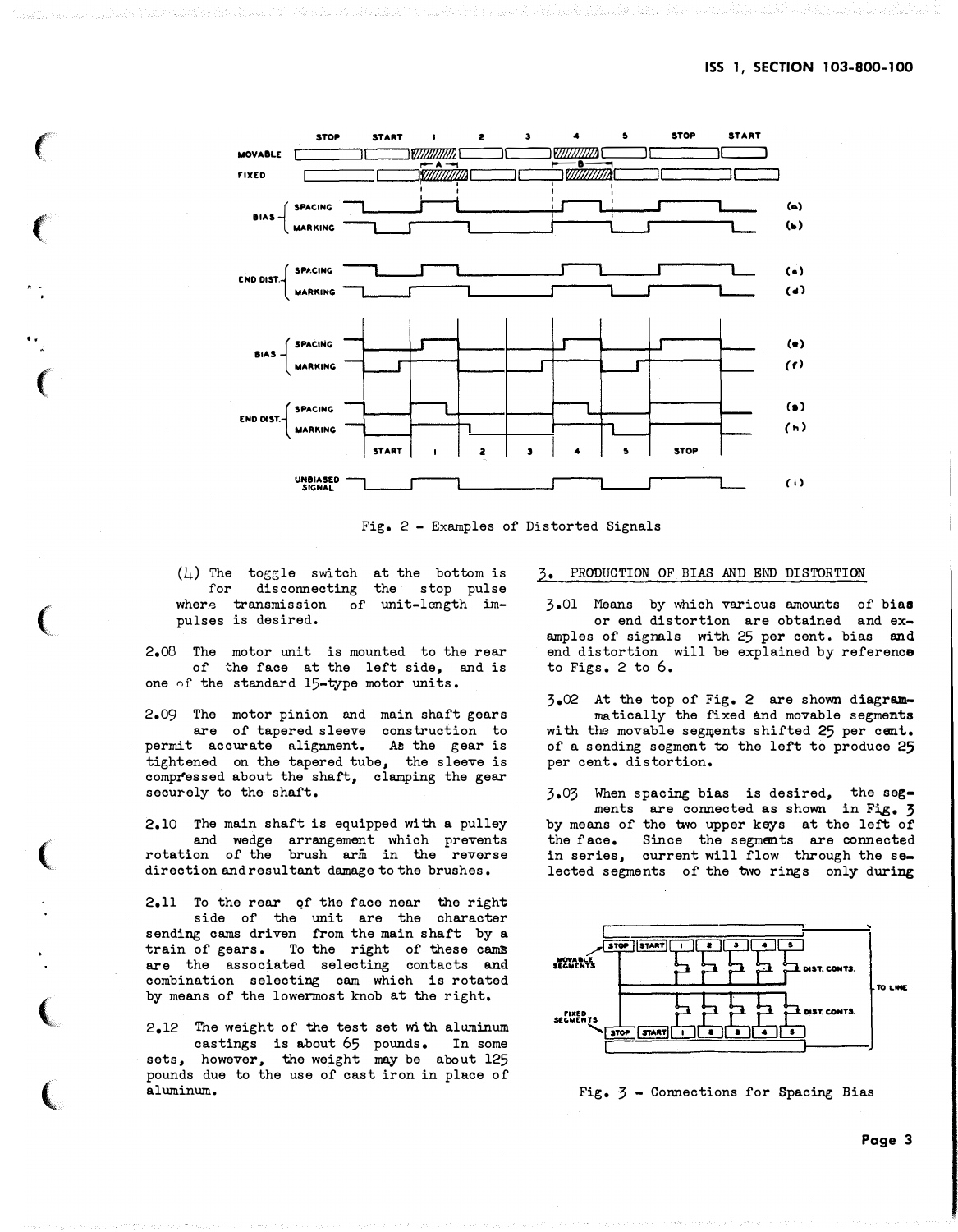STOP START 1 2 3 4 5 STOP START

MOVABLE

FIXED

A

B

BIAS SPACING (a)

MARKING (b)

END DIST. SPACING (c)

MARKING (d)

BIAS SPACING (e)

MARKING (f)

END DIST. SPACING (g)

MARKING (h)

START 1 2 3 4 5 STOP

UNBIASED SIGNAL (i)

Fig. 2 - Examples of Distorted Signals

(4) The toggle switch at the bottom is for disconnecting the stop pulse where transmission of unit-length impulses is desired.

2.08 The motor unit is mounted to the rear of the face at the left side, and is one of the standard 15-type motor units.

2.09 The motor pinion and main shaft gears are of tapered sleeve construction to permit accurate alignment. As the gear is tightened on the tapered tube, the sleeve is compressed about the shaft, clamping the gear securely to the shaft.

2.10 The main shaft is equipped with a pulley and wedge arrangement which prevents rotation of the brush arm in the reverse direction and resultant damage to the brushes.

2.11 To the rear of the face near the right side of the unit are the character sending cams driven from the main shaft by a train of gears. To the right of these cams are the associated selecting contacts and combination selecting cam which is rotated by means of the lowermost knob at the right.

2.12 The weight of the test set with aluminum castings is about 65 pounds. In some sets, however, the weight may be about 125 pounds due to the use of cast iron in place of aluminum.

## 3. PRODUCTION OF BIAS AND END DISTORTION

3.01 Means by which various amounts of bias or end distortion are obtained and examples of signals with 25 per cent. bias and end distortion will be explained by reference to Figs. 2 to 6.

3.02 At the top of Fig. 2 are shown diagrammatically the fixed and movable segments with the movable segments shifted 25 per cent. of a sending segment to the left to produce 25 per cent. distortion.

3.03 When spacing bias is desired, the segments are connected as shown in Fig. 3 by means of the two upper keys at the left of the face. Since the segments are connected in series, current will flow through the selected segments of the two rings only during

MOVABLE SEGMENTS

STOP START 1 2 3 4 5

DIST. CONTS.

TO LINE

FIXED SEGMENTS

DIST. CONTS.

STOP START 1 2 3 4 5

Fig. 3 - Connections for Spacing Bias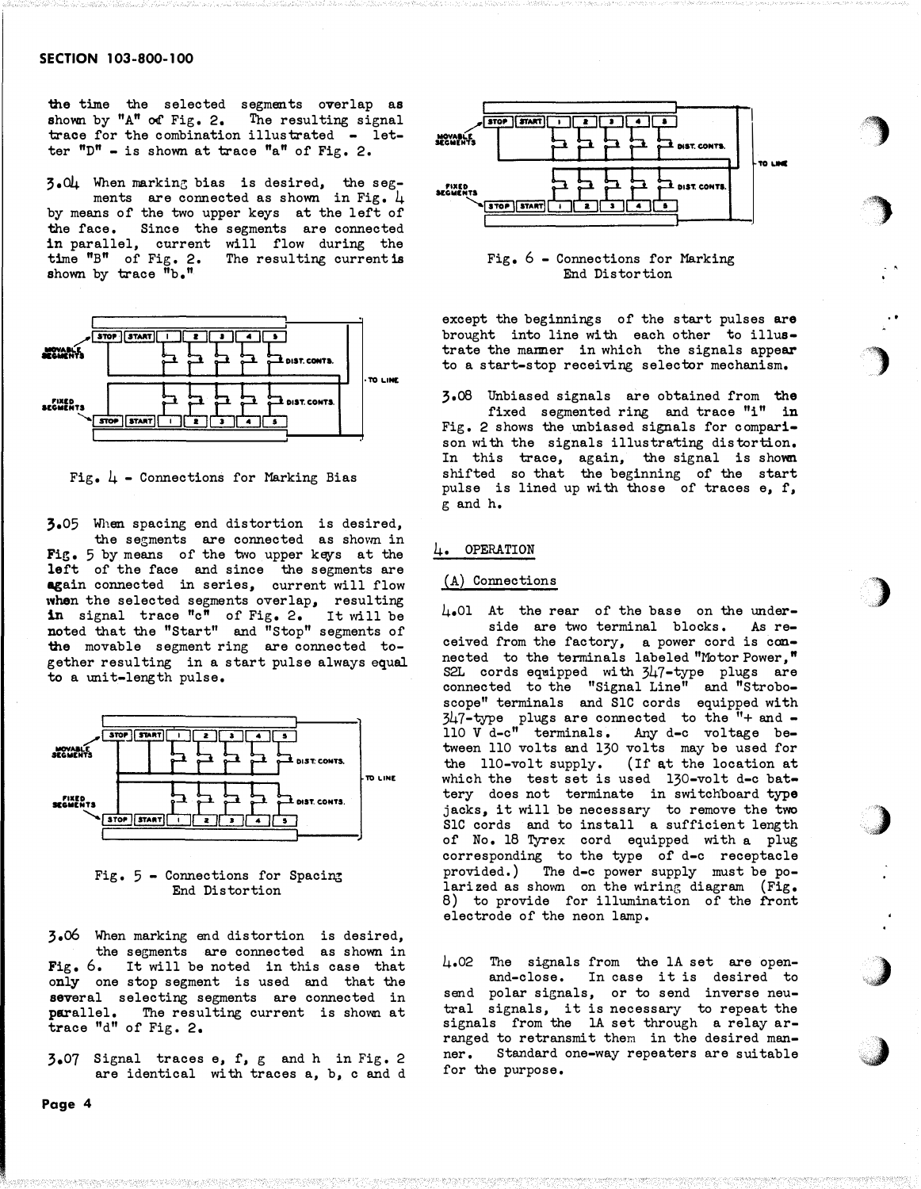the time the selected segments overlap as shown by "A" of Fig. 2. The resulting signal trace for the combination illustrated - letter "D" - is shown at trace "a" of Fig. 2.

3.04 When marking bias is desired, the segments are connected as shown in Fig. 4 by means of the two upper keys at the left of the face. Since the segments are connected in parallel, current will flow during the time "B" of Fig. 2. The resulting current is shown by trace "b."

MOVABLE SEGMENTS
STOP START 1 2 3 4 5
DIST. CONTS.
TO LINE
FIXED SEGMENTS
DIST. CONTS.
STOP START 1 2 3 4 5

Fig. 4 - Connections for Marking Bias

3.05 When spacing end distortion is desired, the segments are connected as shown in Fig. 5 by means of the two upper keys at the left of the face and since the segments are again connected in series, current will flow when the selected segments overlap, resulting in signal trace "c" of Fig. 2. It will be noted that the "Start" and "Stop" segments of the movable segment ring are connected together resulting in a start pulse always equal to a unit-length pulse.

MOVABLE SEGMENTS
STOP START 1 2 3 4 5
DIST. CONTS.
TO LINE
FIXED SEGMENTS
DIST. CONTS.
STOP START 1 2 3 4 5

Fig. 5 - Connections for Spacing End Distortion

3.06 When marking end distortion is desired, the segments are connected as shown in Fig. 6. It will be noted in this case that only one stop segment is used and that the several selecting segments are connected in parallel. The resulting current is shown at trace "d" of Fig. 2.

3.07 Signal traces e, f, g and h in Fig. 2 are identical with traces a, b, c and d

MOVABLE SEGMENTS
STOP START 1 2 3 4 5
DIST. CONTS.
TO LINE
FIXED SEGMENTS
DIST. CONTS.
STOP START 1 2 3 4 5

Fig. 6 - Connections for Marking End Distortion

except the beginnings of the start pulses are brought into line with each other to illustrate the manner in which the signals appear to a start-stop receiving selector mechanism.

3.08 Unbiased signals are obtained from the fixed segmented ring and trace "i" in Fig. 2 shows the unbiased signals for comparison with the signals illustrating distortion. In this trace, again, the signal is shown shifted so that the beginning of the start pulse is lined up with those of traces e, f, g and h.

## 4. OPERATION

### (A) Connections

4.01 At the rear of the base on the underside are two terminal blocks. As received from the factory, a power cord is connected to the terminals labeled "Motor Power," S2L cords equipped with 347-type plugs are connected to the "Signal Line" and "Stroboscope" terminals and S1C cords equipped with 347-type plugs are connected to the "+ and - 110 V d-c" terminals. Any d-c voltage between 110 volts and 130 volts may be used for the 110-volt supply. (If at the location at which the test set is used 130-volt d-c battery does not terminate in switchboard type jacks, it will be necessary to remove the two S1C cords and to install a sufficient length of No. 18 Tyrex cord equipped with a plug corresponding to the type of d-c receptacle provided.) The d-c power supply must be polarized as shown on the wiring diagram (Fig. 8) to provide for illumination of the front electrode of the neon lamp.

4.02 The signals from the 1A set are open-and-close. In case it is desired to send polar signals, or to send inverse neutral signals, it is necessary to repeat the signals from the 1A set through a relay arranged to retransmit them in the desired manner. Standard one-way repeaters are suitable for the purpose.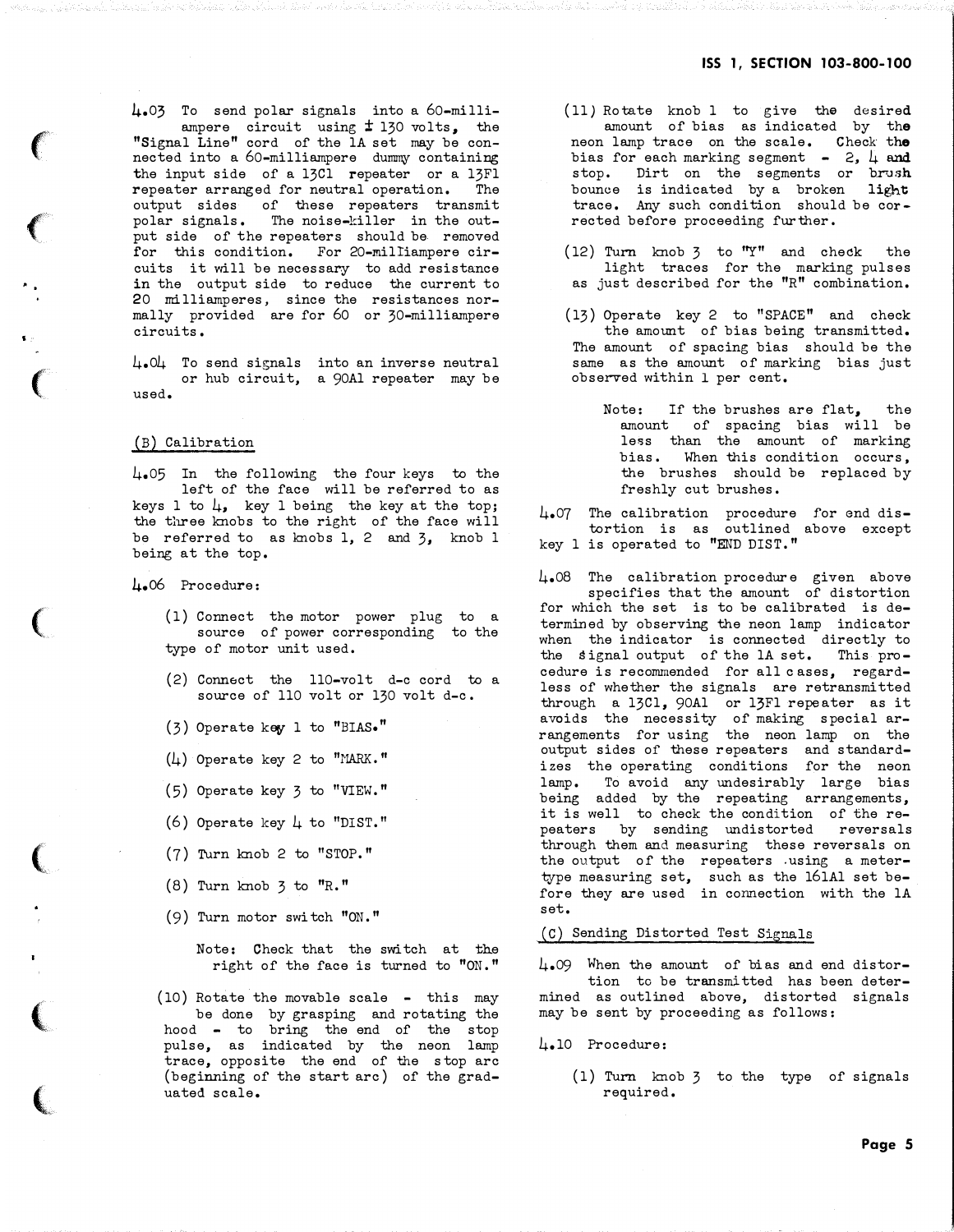4.03 To send polar signals into a 60-milliampere circuit using ± 130 volts, the "Signal Line" cord of the 1A set may be connected into a 60-milliampere dummy containing the input side of a 13C1 repeater or a 13F1 repeater arranged for neutral operation. The output sides of these repeaters transmit polar signals. The noise-killer in the output side of the repeaters should be removed for this condition. For 20-milliampere circuits it will be necessary to add resistance in the output side to reduce the current to 20 milliamperes, since the resistances normally provided are for 60 or 30-milliampere circuits.

4.04 To send signals into an inverse neutral or hub circuit, a 90A1 repeater may be used.

## (B) Calibration

4.05 In the following the four keys to the left of the face will be referred to as keys 1 to 4, key 1 being the key at the top; the three knobs to the right of the face will be referred to as knobs 1, 2 and 3, knob 1 being at the top.

4.06 Procedure:

(1) Connect the motor power plug to a source of power corresponding to the type of motor unit used.

(2) Connect the 110-volt d-c cord to a source of 110 volt or 130 volt d-c.

(3) Operate key 1 to "BIAS."

(4) Operate key 2 to "MARK."

(5) Operate key 3 to "VIEW."

(6) Operate key 4 to "DIST."

(7) Turn knob 2 to "STOP."

(8) Turn knob 3 to "R."

(9) Turn motor switch "ON."

Note: Check that the switch at the right of the face is turned to "ON."

(10) Rotate the movable scale - this may be done by grasping and rotating the hood - to bring the end of the stop pulse, as indicated by the neon lamp trace, opposite the end of the stop arc (beginning of the start arc) of the graduated scale.

(11) Rotate knob 1 to give the desired amount of bias as indicated by the neon lamp trace on the scale. Check the bias for each marking segment - 2, 4 and stop. Dirt on the segments or brush bounce is indicated by a broken light trace. Any such condition should be corrected before proceeding further.

(12) Turn knob 3 to "Y" and check the light traces for the marking pulses as just described for the "R" combination.

(13) Operate key 2 to "SPACE" and check the amount of bias being transmitted. The amount of spacing bias should be the same as the amount of marking bias just observed within 1 per cent.

Note: If the brushes are flat, the amount of spacing bias will be less than the amount of marking bias. When this condition occurs, the brushes should be replaced by freshly cut brushes.

4.07 The calibration procedure for end distortion is as outlined above except key 1 is operated to "END DIST."

4.08 The calibration procedure given above specifies that the amount of distortion for which the set is to be calibrated is determined by observing the neon lamp indicator when the indicator is connected directly to the signal output of the 1A set. This procedure is recommended for all cases, regardless of whether the signals are retransmitted through a 13C1, 90A1 or 13F1 repeater as it avoids the necessity of making special arrangements for using the neon lamp on the output sides of these repeaters and standardizes the operating conditions for the neon lamp. To avoid any undesirably large bias being added by the repeating arrangements, it is well to check the condition of the repeaters by sending undistorted reversals through them and measuring these reversals on the output of the repeaters using a meter-type measuring set, such as the 161A1 set before they are used in connection with the 1A set.

## (C) Sending Distorted Test Signals

4.09 When the amount of bias and end distortion to be transmitted has been determined as outlined above, distorted signals may be sent by proceeding as follows:

4.10 Procedure:

(1) Turn knob 3 to the type of signals required.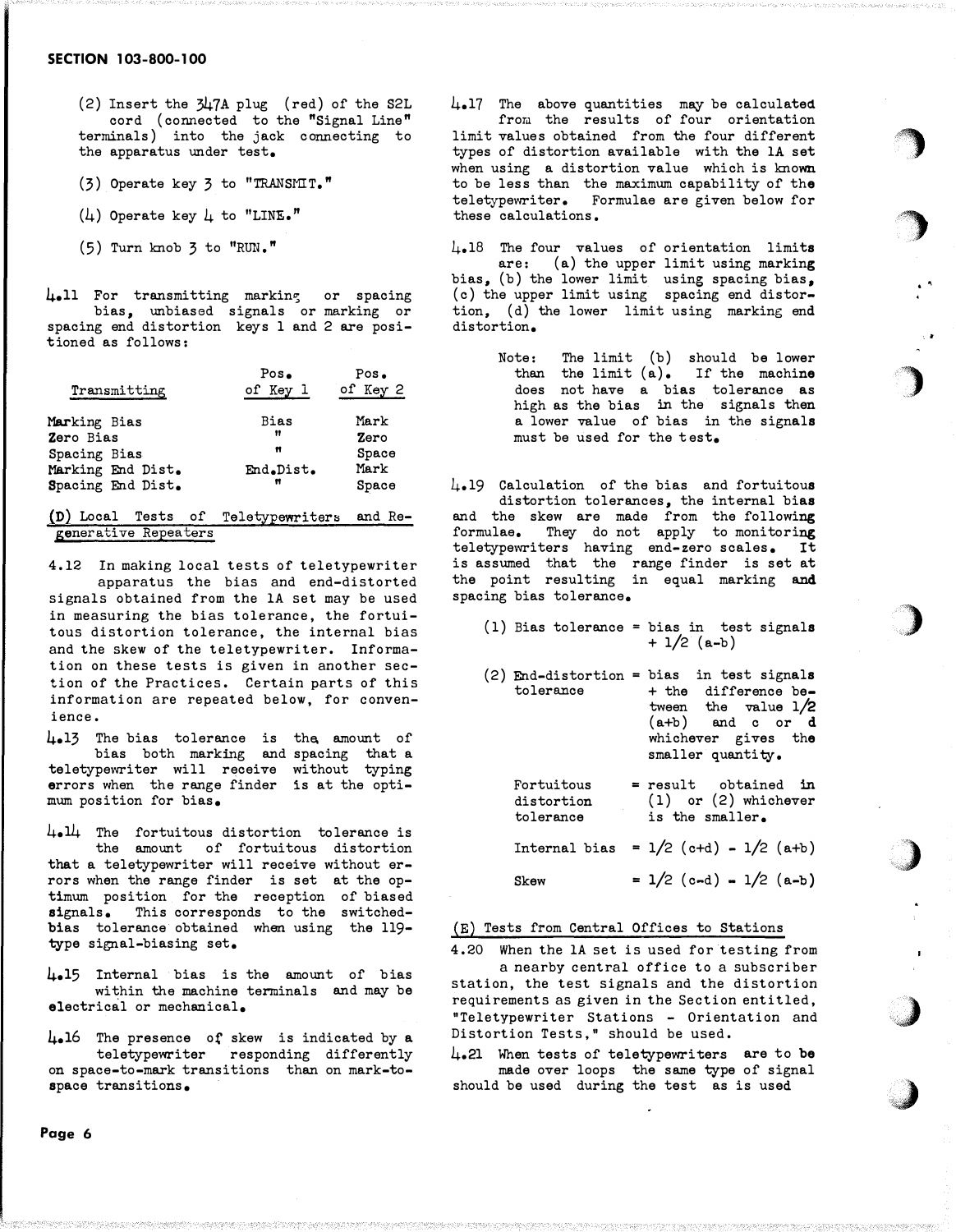(2) Insert the 347A plug (red) of the S2L cord (connected to the "Signal Line" terminals) into the jack connecting to the apparatus under test.

(3) Operate key 3 to "TRANSMIT."

(4) Operate key 4 to "LINE."

(5) Turn knob 3 to "RUN."

4.11 For transmitting marking or spacing bias, unbiased signals or marking or spacing end distortion keys 1 and 2 are positioned as follows:

| Transmitting | Pos. of Key 1 | Pos. of Key 2 |
|---|---|---|
| Marking Bias | Bias | Mark |
| Zero Bias | " | Zero |
| Spacing Bias | " | Space |
| Marking End Dist. | End.Dist. | Mark |
| Spacing End Dist. | " | Space |

## (D) Local Tests of Teletypewriters and Regenerative Repeaters

4.12 In making local tests of teletypewriter apparatus the bias and end-distorted signals obtained from the 1A set may be used in measuring the bias tolerance, the fortuitous distortion tolerance, the internal bias and the skew of the teletypewriter. Information on these tests is given in another section of the Practices. Certain parts of this information are repeated below, for convenience.

4.13 The bias tolerance is the amount of bias both marking and spacing that a teletypewriter will receive without typing errors when the range finder is at the optimum position for bias.

4.14 The fortuitous distortion tolerance is the amount of fortuitous distortion that a teletypewriter will receive without errors when the range finder is set at the optimum position for the reception of biased signals. This corresponds to the switched-bias tolerance obtained when using the 119-type signal-biasing set.

4.15 Internal bias is the amount of bias within the machine terminals and may be electrical or mechanical.

4.16 The presence of skew is indicated by a teletypewriter responding differently on space-to-mark transitions than on mark-to-space transitions.

4.17 The above quantities may be calculated from the results of four orientation limit values obtained from the four different types of distortion available with the 1A set when using a distortion value which is known to be less than the maximum capability of the teletypewriter. Formulae are given below for these calculations.

4.18 The four values of orientation limits are: (a) the upper limit using marking bias, (b) the lower limit using spacing bias, (c) the upper limit using spacing end distortion, (d) the lower limit using marking end distortion.

> Note: The limit (b) should be lower than the limit (a). If the machine does not have a bias tolerance as high as the bias in the signals then a lower value of bias in the signals must be used for the test.

4.19 Calculation of the bias and fortuitous distortion tolerances, the internal bias and the skew are made from the following formulae. They do not apply to monitoring teletypewriters having end-zero scales. It is assumed that the range finder is set at the point resulting in equal marking and spacing bias tolerance.

(1) Bias tolerance = bias in test signals + $1/2\ (a-b)$

(2) End-distortion tolerance = bias in test signals + the difference between the value $1/2\ (a+b)$ and c or d whichever gives the smaller quantity.

Fortuitous distortion tolerance = result obtained in (1) or (2) whichever is the smaller.

Internal bias = $1/2\ (c+d) - 1/2\ (a+b)$

Skew = $1/2\ (c-d) - 1/2\ (a-b)$

## (E) Tests from Central Offices to Stations

4.20 When the 1A set is used for testing from a nearby central office to a subscriber station, the test signals and the distortion requirements as given in the Section entitled, "Teletypewriter Stations - Orientation and Distortion Tests," should be used.

4.21 When tests of teletypewriters are to be made over loops the same type of signal should be used during the test as is used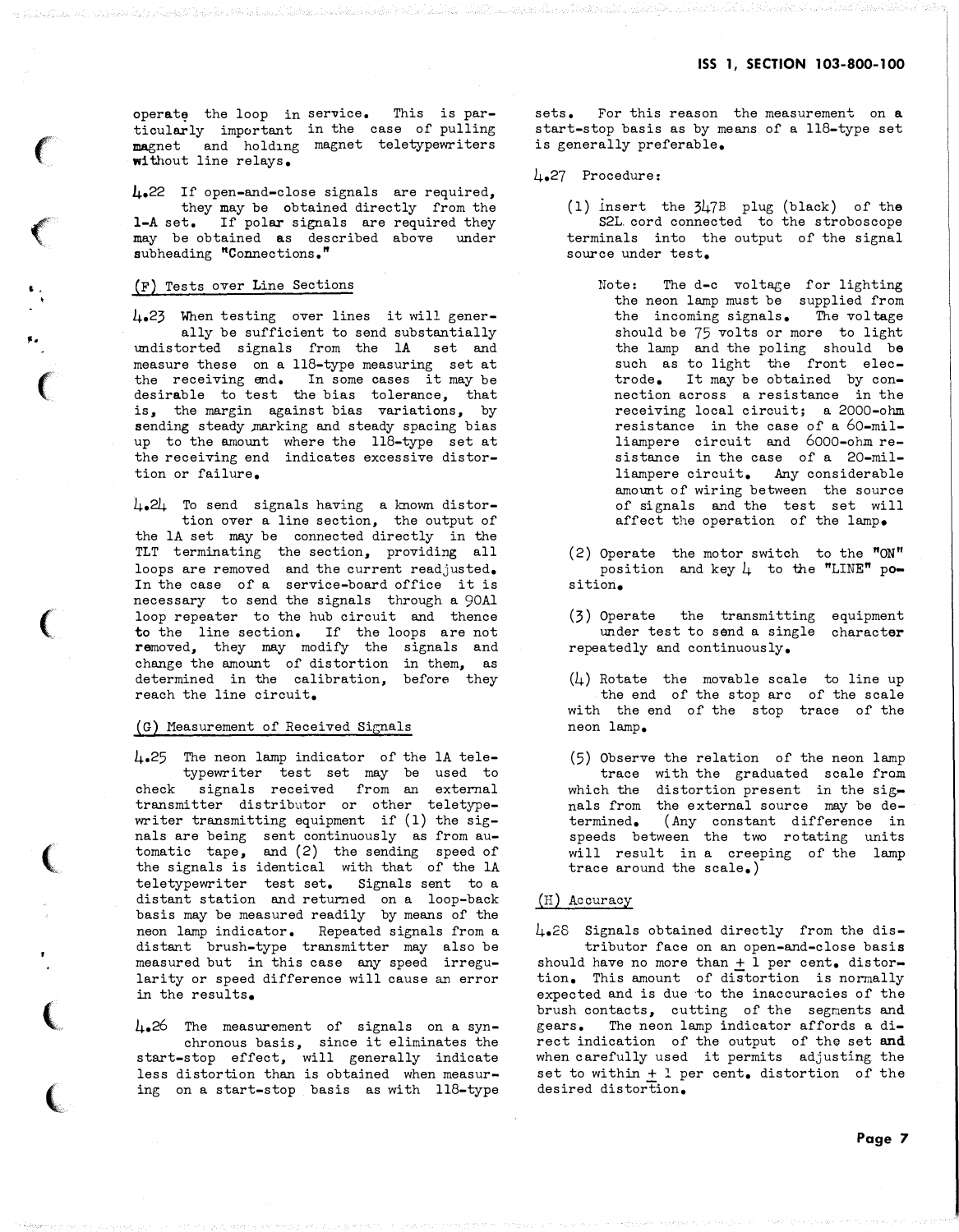operate the loop in service. This is particularly important in the case of pulling magnet and holding magnet teletypewriters without line relays.

4.22 If open-and-close signals are required, they may be obtained directly from the 1-A set. If polar signals are required they may be obtained as described above under subheading "Connections."

### (F) Tests over Line Sections

4.23 When testing over lines it will generally be sufficient to send substantially undistorted signals from the 1A set and measure these on a 118-type measuring set at the receiving end. In some cases it may be desirable to test the bias tolerance, that is, the margin against bias variations, by sending steady marking and steady spacing bias up to the amount where the 118-type set at the receiving end indicates excessive distortion or failure.

4.24 To send signals having a known distortion over a line section, the output of the 1A set may be connected directly in the TLT terminating the section, providing all loops are removed and the current readjusted. In the case of a service-board office it is necessary to send the signals through a 90A1 loop repeater to the hub circuit and thence to the line section. If the loops are not removed, they may modify the signals and change the amount of distortion in them, as determined in the calibration, before they reach the line circuit.

### (G) Measurement of Received Signals

4.25 The neon lamp indicator of the 1A teletypewriter test set may be used to check signals received from an external transmitter distributor or other teletypewriter transmitting equipment if (1) the signals are being sent continuously as from automatic tape, and (2) the sending speed of the signals is identical with that of the 1A teletypewriter test set. Signals sent to a distant station and returned on a loop-back basis may be measured readily by means of the neon lamp indicator. Repeated signals from a distant brush-type transmitter may also be measured but in this case any speed irregularity or speed difference will cause an error in the results.

4.26 The measurement of signals on a synchronous basis, since it eliminates the start-stop effect, will generally indicate less distortion than is obtained when measuring on a start-stop basis as with 118-type sets. For this reason the measurement on a start-stop basis as by means of a 118-type set is generally preferable.

4.27 Procedure:

(1) Insert the 347B plug (black) of the S2L cord connected to the stroboscope terminals into the output of the signal source under test.

> Note: The d-c voltage for lighting the neon lamp must be supplied from the incoming signals. The voltage should be 75 volts or more to light the lamp and the poling should be such as to light the front electrode. It may be obtained by connection across a resistance in the receiving local circuit; a 2000-ohm resistance in the case of a 60-milliampere circuit and 6000-ohm resistance in the case of a 20-milliampere circuit. Any considerable amount of wiring between the source of signals and the test set will affect the operation of the lamp.

(2) Operate the motor switch to the "ON" position and key 4 to the "LINE" position.

(3) Operate the transmitting equipment under test to send a single character repeatedly and continuously.

(4) Rotate the movable scale to line up the end of the stop arc of the scale with the end of the stop trace of the neon lamp.

(5) Observe the relation of the neon lamp trace with the graduated scale from which the distortion present in the signals from the external source may be determined. (Any constant difference in speeds between the two rotating units will result in a creeping of the lamp trace around the scale.)

### (H) Accuracy

4.28 Signals obtained directly from the distributor face on an open-and-close basis should have no more than $\pm$ 1 per cent. distortion. This amount of distortion is normally expected and is due to the inaccuracies of the brush contacts, cutting of the segments and gears. The neon lamp indicator affords a direct indication of the output of the set and when carefully used it permits adjusting the set to within $\pm$ 1 per cent. distortion of the desired distortion.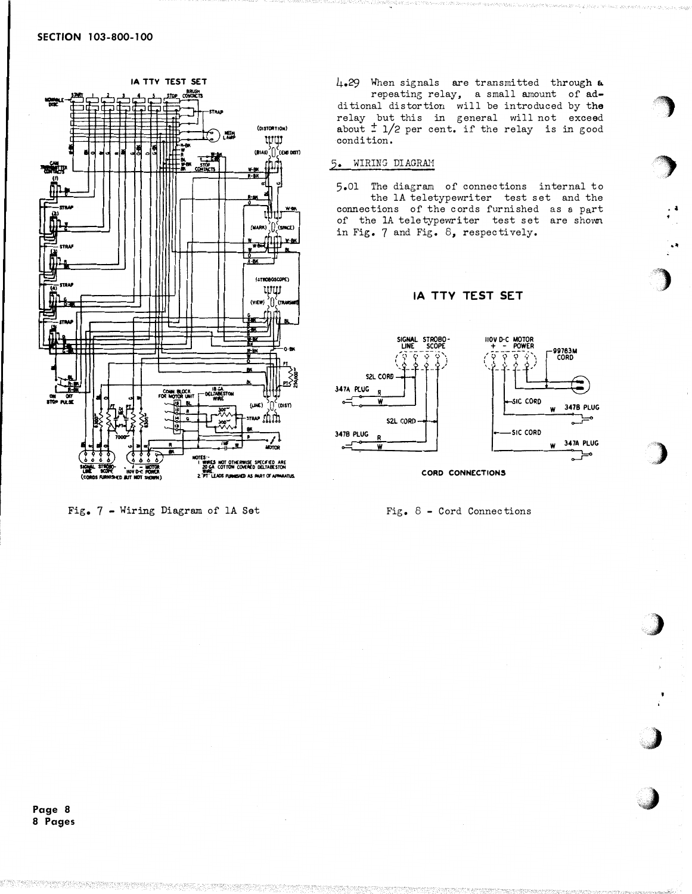4.29 When signals are transmitted through a repeating relay, a small amount of additional distortion will be introduced by the relay but this in general will not exceed about ± 1/2 per cent. if the relay is in good condition.

## 5. WIRING DIAGRAM

5.01 The diagram of connections internal to the 1A teletypewriter test set and the connections of the cords furnished as a part of the 1A teletypewriter test set are shown in Fig. 7 and Fig. 8, respectively.

1A TTY TEST SET

NOTES:-
1. WIRES NOT OTHERWISE SPECIFIED ARE 20 GA COTTON COVERED DELTABESTON WIRE.
2. "PT" LEADS FURNISHED AS PART OF APPARATUS.

(CORDS FURNISHED BUT NOT SHOWN)

Fig. 7 - Wiring Diagram of 1A Set

1A TTY TEST SET

SIGNAL LINE
STROBOSCOPE
110V D-C MOTOR POWER + -
99763M CORD
S2L CORD
347A PLUG
S2L CORD
347B PLUG
SIC CORD
347B PLUG
SIC CORD
347A PLUG

CORD CONNECTIONS

Fig. 8 - Cord Connections